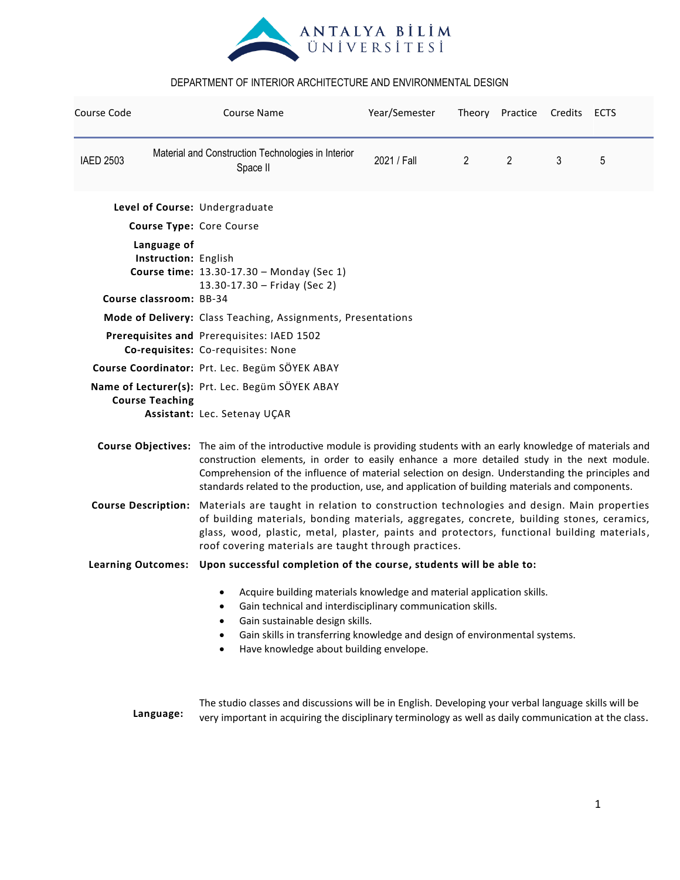ANTALYA BİLİM ÜNİVERSİTESİ

DEPARTMENT OF INTERIOR ARCHITECTURE AND ENVIRONMENTAL DESIGN

| Course Code | Course Name | Year/Semester | Theory | Practice | Credits | ECTS |
|---|---|---|---|---|---|---|
| IAED 2503 | Material and Construction Technologies in Interior Space II | 2021 / Fall | 2 | 2 | 3 | 5 |

**Level of Course:** Undergraduate

**Course Type:** Core Course

**Language of Instruction:** English

**Course time:** 13.30-17.30 – Monday (Sec 1)
13.30-17.30 – Friday (Sec 2)

**Course classroom:** BB-34

**Mode of Delivery:** Class Teaching, Assignments, Presentations

**Prerequisites and Co-requisites:** Prerequisites: IAED 1502
Co-requisites: None

**Course Coordinator:** Prt. Lec. Begüm SÖYEK ABAY

**Name of Lecturer(s):** Prt. Lec. Begüm SÖYEK ABAY

**Course Teaching Assistant:** Lec. Setenay UÇAR

**Course Objectives:** The aim of the introductive module is providing students with an early knowledge of materials and construction elements, in order to easily enhance a more detailed study in the next module. Comprehension of the influence of material selection on design. Understanding the principles and standards related to the production, use, and application of building materials and components.

**Course Description:** Materials are taught in relation to construction technologies and design. Main properties of building materials, bonding materials, aggregates, concrete, building stones, ceramics, glass, wood, plastic, metal, plaster, paints and protectors, functional building materials, roof covering materials are taught through practices.

**Learning Outcomes:** **Upon successful completion of the course, students will be able to:**

- Acquire building materials knowledge and material application skills.
- Gain technical and interdisciplinary communication skills.
- Gain sustainable design skills.
- Gain skills in transferring knowledge and design of environmental systems.
- Have knowledge about building envelope.

**Language:** The studio classes and discussions will be in English. Developing your verbal language skills will be very important in acquiring the disciplinary terminology as well as daily communication at the class.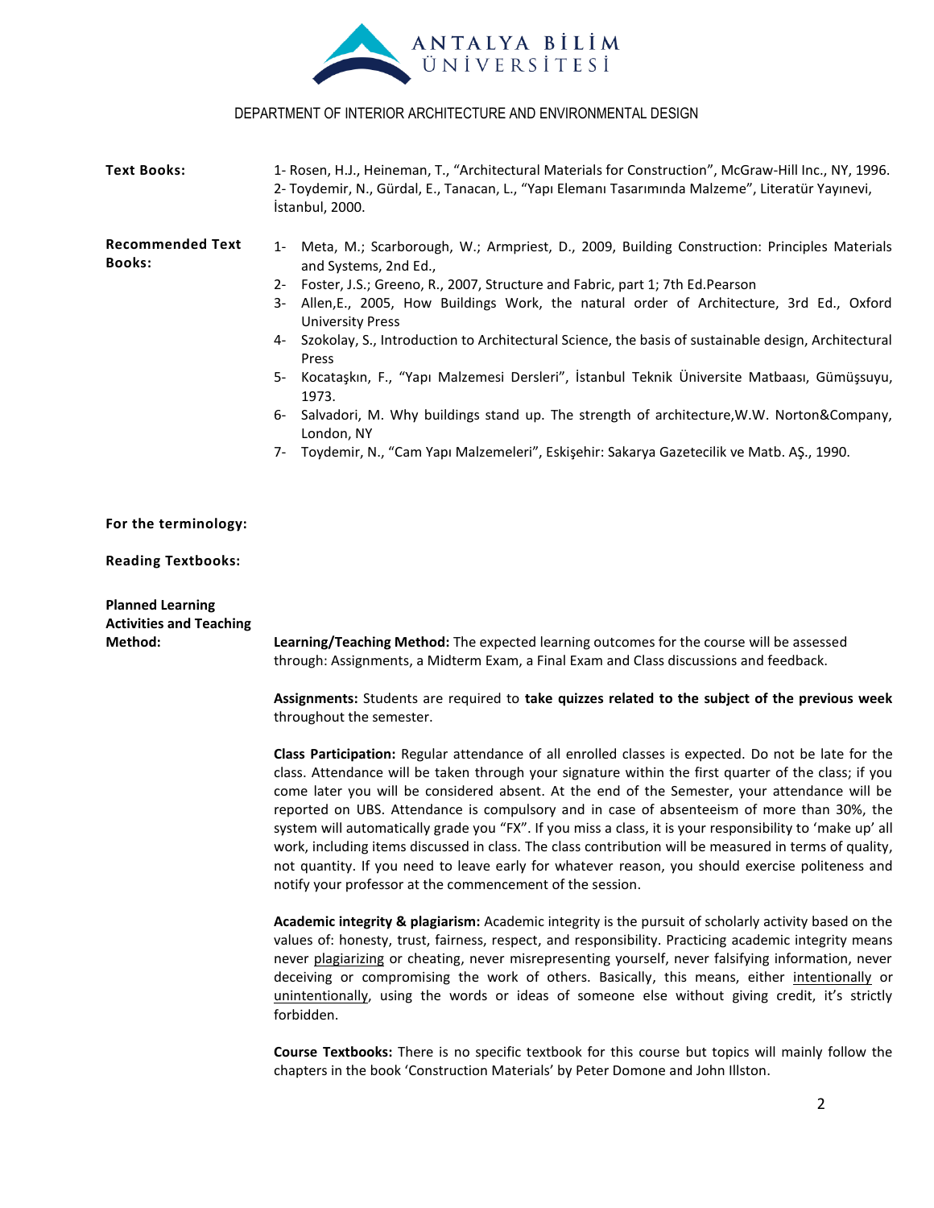DEPARTMENT OF INTERIOR ARCHITECTURE AND ENVIRONMENTAL DESIGN

**Text Books:**

1- Rosen, H.J., Heineman, T., "Architectural Materials for Construction", McGraw-Hill Inc., NY, 1996.
2- Toydemir, N., Gürdal, E., Tanacan, L., "Yapı Elemanı Tasarımında Malzeme", Literatür Yayınevi, İstanbul, 2000.

**Recommended Text Books:**

1- Meta, M.; Scarborough, W.; Armpriest, D., 2009, Building Construction: Principles Materials and Systems, 2nd Ed.,
2- Foster, J.S.; Greeno, R., 2007, Structure and Fabric, part 1; 7th Ed.Pearson
3- Allen,E., 2005, How Buildings Work, the natural order of Architecture, 3rd Ed., Oxford University Press
4- Szokolay, S., Introduction to Architectural Science, the basis of sustainable design, Architectural Press
5- Kocataşkın, F., "Yapı Malzemesi Dersleri", İstanbul Teknik Üniversite Matbaası, Gümüşsuyu, 1973.
6- Salvadori, M. Why buildings stand up. The strength of architecture,W.W. Norton&Company, London, NY
7- Toydemir, N., "Cam Yapı Malzemeleri", Eskişehir: Sakarya Gazetecilik ve Matb. AŞ., 1990.

**For the terminology:**

**Reading Textbooks:**

**Planned Learning Activities and Teaching Method:**

**Learning/Teaching Method:** The expected learning outcomes for the course will be assessed through: Assignments, a Midterm Exam, a Final Exam and Class discussions and feedback.

**Assignments:** Students are required to **take quizzes related to the subject of the previous week** throughout the semester.

**Class Participation:** Regular attendance of all enrolled classes is expected. Do not be late for the class. Attendance will be taken through your signature within the first quarter of the class; if you come later you will be considered absent. At the end of the Semester, your attendance will be reported on UBS. Attendance is compulsory and in case of absenteeism of more than 30%, the system will automatically grade you "FX". If you miss a class, it is your responsibility to 'make up' all work, including items discussed in class. The class contribution will be measured in terms of quality, not quantity. If you need to leave early for whatever reason, you should exercise politeness and notify your professor at the commencement of the session.

**Academic integrity & plagiarism:** Academic integrity is the pursuit of scholarly activity based on the values of: honesty, trust, fairness, respect, and responsibility. Practicing academic integrity means never plagiarizing or cheating, never misrepresenting yourself, never falsifying information, never deceiving or compromising the work of others. Basically, this means, either intentionally or unintentionally, using the words or ideas of someone else without giving credit, it's strictly forbidden.

**Course Textbooks:** There is no specific textbook for this course but topics will mainly follow the chapters in the book 'Construction Materials' by Peter Domone and John Illston.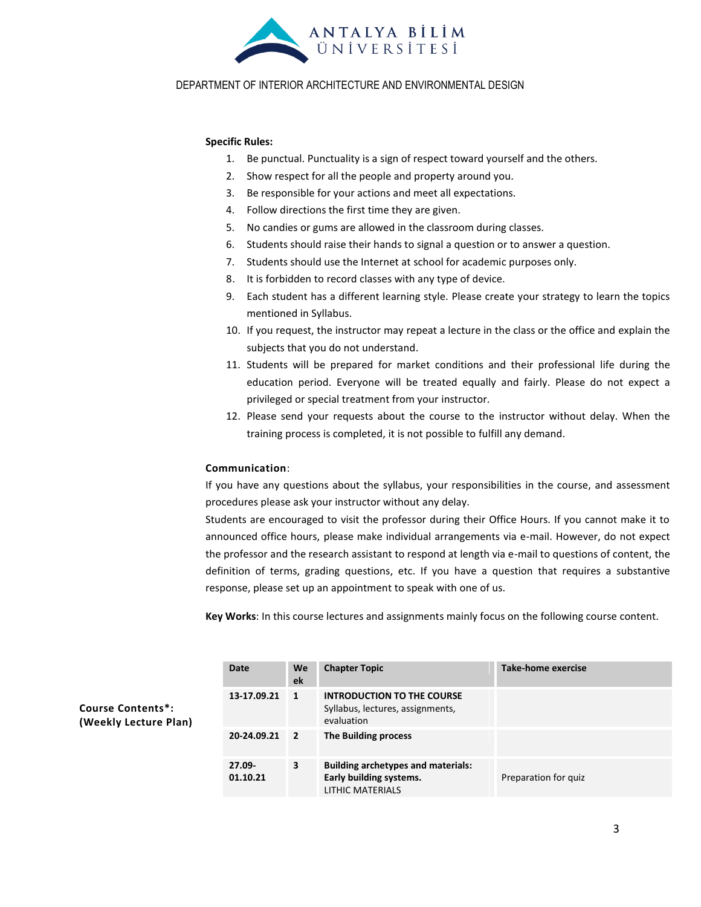**Specific Rules:**

1. Be punctual. Punctuality is a sign of respect toward yourself and the others.
2. Show respect for all the people and property around you.
3. Be responsible for your actions and meet all expectations.
4. Follow directions the first time they are given.
5. No candies or gums are allowed in the classroom during classes.
6. Students should raise their hands to signal a question or to answer a question.
7. Students should use the Internet at school for academic purposes only.
8. It is forbidden to record classes with any type of device.
9. Each student has a different learning style. Please create your strategy to learn the topics mentioned in Syllabus.
10. If you request, the instructor may repeat a lecture in the class or the office and explain the subjects that you do not understand.
11. Students will be prepared for market conditions and their professional life during the education period. Everyone will be treated equally and fairly. Please do not expect a privileged or special treatment from your instructor.
12. Please send your requests about the course to the instructor without delay. When the training process is completed, it is not possible to fulfill any demand.

**Communication**:

If you have any questions about the syllabus, your responsibilities in the course, and assessment procedures please ask your instructor without any delay.

Students are encouraged to visit the professor during their Office Hours. If you cannot make it to announced office hours, please make individual arrangements via e-mail. However, do not expect the professor and the research assistant to respond at length via e-mail to questions of content, the definition of terms, grading questions, etc. If you have a question that requires a substantive response, please set up an appointment to speak with one of us.

**Key Works**: In this course lectures and assignments mainly focus on the following course content.

**Course Contents*: (Weekly Lecture Plan)**

| Date | Week | Chapter Topic | Take-home exercise |
|---|---|---|---|
| 13-17.09.21 | 1 | **INTRODUCTION TO THE COURSE** Syllabus, lectures, assignments, evaluation | |
| 20-24.09.21 | 2 | **The Building process** | |
| 27.09-01.10.21 | 3 | **Building archetypes and materials: Early building systems.** LITHIC MATERIALS | Preparation for quiz |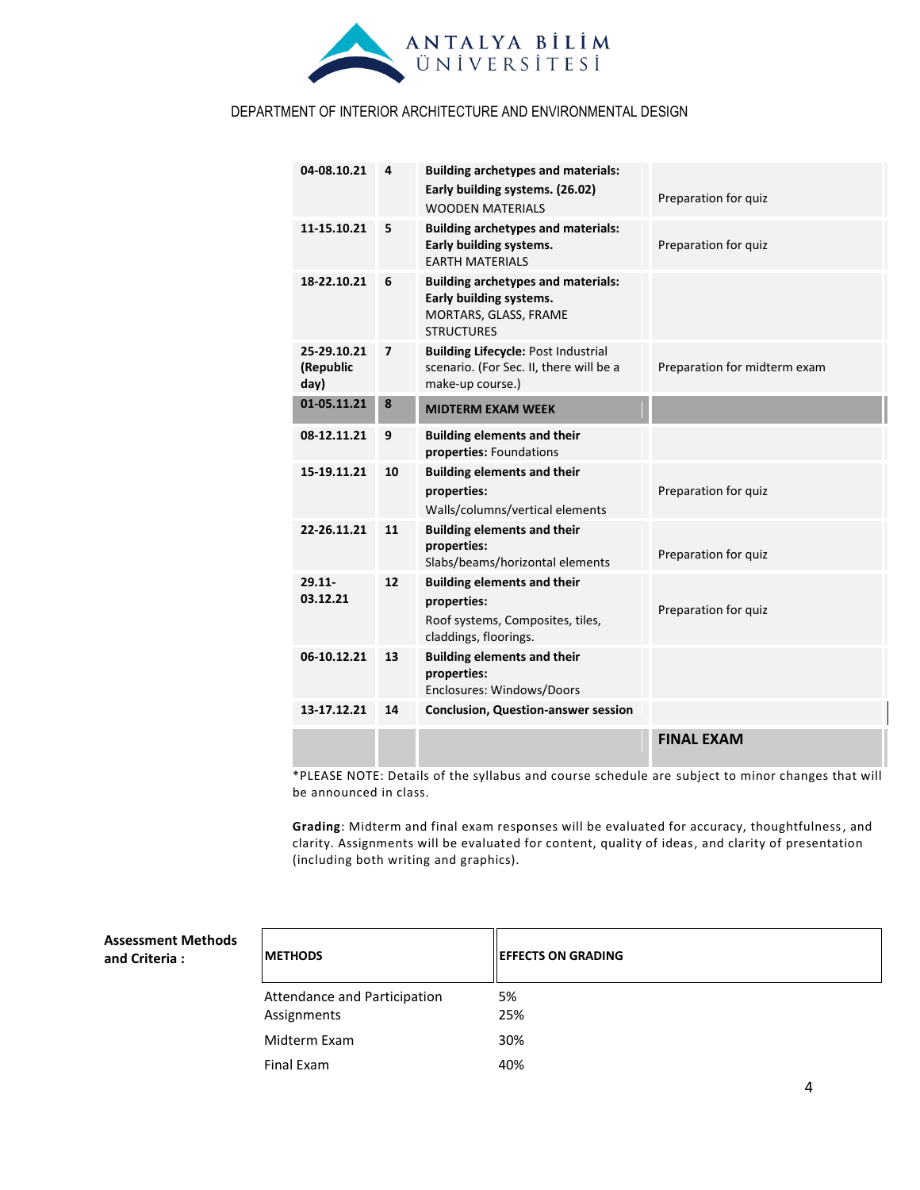DEPARTMENT OF INTERIOR ARCHITECTURE AND ENVIRONMENTAL DESIGN

| | | | |
|---|---|---|---|
| **04-08.10.21** | **4** | **Building archetypes and materials: Early building systems. (26.02)** WOODEN MATERIALS | Preparation for quiz |
| **11-15.10.21** | **5** | **Building archetypes and materials: Early building systems.** EARTH MATERIALS | Preparation for quiz |
| **18-22.10.21** | **6** | **Building archetypes and materials: Early building systems.** MORTARS, GLASS, FRAME STRUCTURES | |
| **25-29.10.21 (Republic day)** | **7** | **Building Lifecycle:** Post Industrial scenario. (For Sec. II, there will be a make-up course.) | Preparation for midterm exam |
| **01-05.11.21** | **8** | **MIDTERM EXAM WEEK** | |
| **08-12.11.21** | **9** | **Building elements and their properties:** Foundations | |
| **15-19.11.21** | **10** | **Building elements and their properties:** Walls/columns/vertical elements | Preparation for quiz |
| **22-26.11.21** | **11** | **Building elements and their properties:** Slabs/beams/horizontal elements | Preparation for quiz |
| **29.11-03.12.21** | **12** | **Building elements and their properties:** Roof systems, Composites, tiles, claddings, floorings. | Preparation for quiz |
| **06-10.12.21** | **13** | **Building elements and their properties:** Enclosures: Windows/Doors | |
| **13-17.12.21** | **14** | **Conclusion, Question-answer session** | |
| | | | **FINAL EXAM** |

*PLEASE NOTE: Details of the syllabus and course schedule are subject to minor changes that will be announced in class.

**Grading**: Midterm and final exam responses will be evaluated for accuracy, thoughtfulness, and clarity. Assignments will be evaluated for content, quality of ideas, and clarity of presentation (including both writing and graphics).

**Assessment Methods and Criteria :**

| **METHODS** | **EFFECTS ON GRADING** |
|---|---|
| Attendance and Participation | 5% |
| Assignments | 25% |
| Midterm Exam | 30% |
| Final Exam | 40% |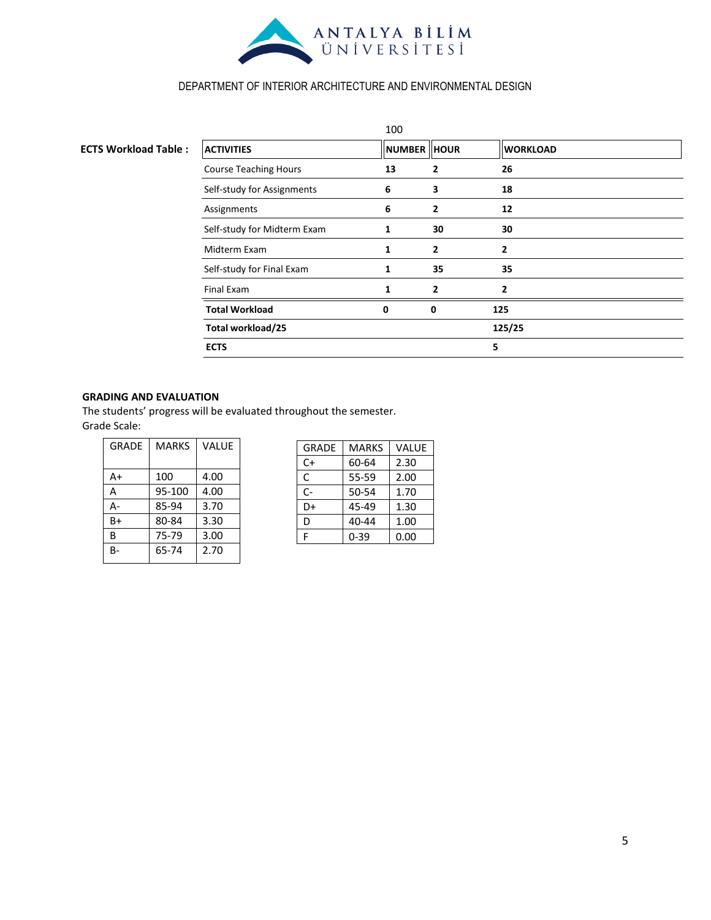DEPARTMENT OF INTERIOR ARCHITECTURE AND ENVIRONMENTAL DESIGN

**ECTS Workload Table :**

100

| ACTIVITIES | NUMBER | HOUR | WORKLOAD |
|---|---|---|---|
| Course Teaching Hours | **13** | **2** | **26** |
| Self-study for Assignments | **6** | **3** | **18** |
| Assignments | **6** | **2** | **12** |
| Self-study for Midterm Exam | **1** | **30** | **30** |
| Midterm Exam | **1** | **2** | **2** |
| Self-study for Final Exam | **1** | **35** | **35** |
| Final Exam | **1** | **2** | **2** |
| **Total Workload** | **0** | **0** | **125** |
| **Total workload/25** | | | **125/25** |
| **ECTS** | | | **5** |

**GRADING AND EVALUATION**

The students' progress will be evaluated throughout the semester.

Grade Scale:

| GRADE | MARKS | VALUE |
|---|---|---|
| A+ | 100 | 4.00 |
| A | 95-100 | 4.00 |
| A- | 85-94 | 3.70 |
| B+ | 80-84 | 3.30 |
| B | 75-79 | 3.00 |
| B- | 65-74 | 2.70 |

| GRADE | MARKS | VALUE |
|---|---|---|
| C+ | 60-64 | 2.30 |
| C | 55-59 | 2.00 |
| C- | 50-54 | 1.70 |
| D+ | 45-49 | 1.30 |
| D | 40-44 | 1.00 |
| F | 0-39 | 0.00 |